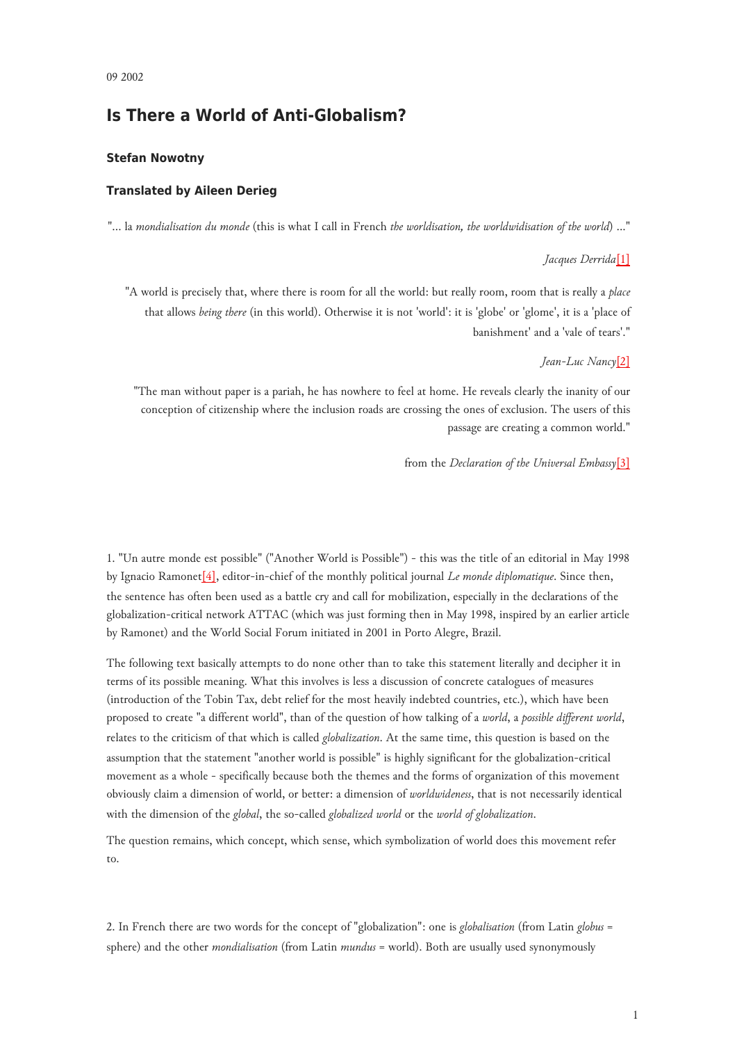09 2002

# Is There a World of Anti-Globalism?

**Stefan Nowotny**

**Translated by Aileen Derieg**

"... la *mondialisation du monde* (this is what I call in French *the worldisation, the worldwidisation of the world*) ..."

*Jacques Derrida*[1]

"A world is precisely that, where there is room for all the world: but really room, room that is really a *place* that allows *being there* (in this world). Otherwise it is not 'world': it is 'globe' or 'glome', it is a 'place of banishment' and a 'vale of tears'."

*Jean-Luc Nancy*[2]

"The man without paper is a pariah, he has nowhere to feel at home. He reveals clearly the inanity of our conception of citizenship where the inclusion roads are crossing the ones of exclusion. The users of this passage are creating a common world."

from the *Declaration of the Universal Embassy*[3]

1. "Un autre monde est possible" ("Another World is Possible") - this was the title of an editorial in May 1998 by Ignacio Ramonet[4], editor-in-chief of the monthly political journal *Le monde diplomatique*. Since then, the sentence has often been used as a battle cry and call for mobilization, especially in the declarations of the globalization-critical network ATTAC (which was just forming then in May 1998, inspired by an earlier article by Ramonet) and the World Social Forum initiated in 2001 in Porto Alegre, Brazil.

The following text basically attempts to do none other than to take this statement literally and decipher it in terms of its possible meaning. What this involves is less a discussion of concrete catalogues of measures (introduction of the Tobin Tax, debt relief for the most heavily indebted countries, etc.), which have been proposed to create "a different world", than of the question of how talking of a *world*, a *possible different world*, relates to the criticism of that which is called *globalization*. At the same time, this question is based on the assumption that the statement "another world is possible" is highly significant for the globalization-critical movement as a whole - specifically because both the themes and the forms of organization of this movement obviously claim a dimension of world, or better: a dimension of *worldwideness*, that is not necessarily identical with the dimension of the *global*, the so-called *globalized world* or the *world of globalization*.

The question remains, which concept, which sense, which symbolization of world does this movement refer to.

2. In French there are two words for the concept of "globalization": one is *globalisation* (from Latin *globus* = sphere) and the other *mondialisation* (from Latin *mundus* = world). Both are usually used synonymously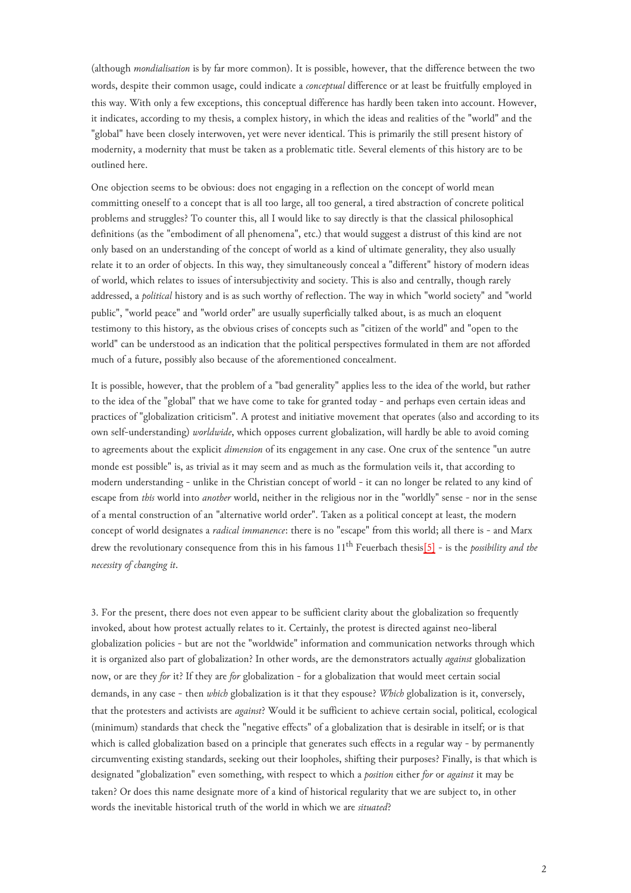(although *mondialisation* is by far more common). It is possible, however, that the difference between the two words, despite their common usage, could indicate a *conceptual* difference or at least be fruitfully employed in this way. With only a few exceptions, this conceptual difference has hardly been taken into account. However, it indicates, according to my thesis, a complex history, in which the ideas and realities of the "world" and the "global" have been closely interwoven, yet were never identical. This is primarily the still present history of modernity, a modernity that must be taken as a problematic title. Several elements of this history are to be outlined here.

One objection seems to be obvious: does not engaging in a reflection on the concept of world mean committing oneself to a concept that is all too large, all too general, a tired abstraction of concrete political problems and struggles? To counter this, all I would like to say directly is that the classical philosophical definitions (as the "embodiment of all phenomena", etc.) that would suggest a distrust of this kind are not only based on an understanding of the concept of world as a kind of ultimate generality, they also usually relate it to an order of objects. In this way, they simultaneously conceal a "different" history of modern ideas of world, which relates to issues of intersubjectivity and society. This is also and centrally, though rarely addressed, a *political* history and is as such worthy of reflection. The way in which "world society" and "world public", "world peace" and "world order" are usually superficially talked about, is as much an eloquent testimony to this history, as the obvious crises of concepts such as "citizen of the world" and "open to the world" can be understood as an indication that the political perspectives formulated in them are not afforded much of a future, possibly also because of the aforementioned concealment.

It is possible, however, that the problem of a "bad generality" applies less to the idea of the world, but rather to the idea of the "global" that we have come to take for granted today - and perhaps even certain ideas and practices of "globalization criticism". A protest and initiative movement that operates (also and according to its own self-understanding) *worldwide*, which opposes current globalization, will hardly be able to avoid coming to agreements about the explicit *dimension* of its engagement in any case. One crux of the sentence "un autre monde est possible" is, as trivial as it may seem and as much as the formulation veils it, that according to modern understanding - unlike in the Christian concept of world - it can no longer be related to any kind of escape from *this* world into *another* world, neither in the religious nor in the "worldly" sense - nor in the sense of a mental construction of an "alternative world order". Taken as a political concept at least, the modern concept of world designates a *radical immanence*: there is no "escape" from this world; all there is - and Marx drew the revolutionary consequence from this in his famous 11th Feuerbach thesis[5] - is the *possibility and the necessity of changing it*.

3. For the present, there does not even appear to be sufficient clarity about the globalization so frequently invoked, about how protest actually relates to it. Certainly, the protest is directed against neo-liberal globalization policies - but are not the "worldwide" information and communication networks through which it is organized also part of globalization? In other words, are the demonstrators actually *against* globalization now, or are they *for* it? If they are *for* globalization - for a globalization that would meet certain social demands, in any case - then *which* globalization is it that they espouse? *Which* globalization is it, conversely, that the protesters and activists are *against*? Would it be sufficient to achieve certain social, political, ecological (minimum) standards that check the "negative effects" of a globalization that is desirable in itself; or is that which is called globalization based on a principle that generates such effects in a regular way - by permanently circumventing existing standards, seeking out their loopholes, shifting their purposes? Finally, is that which is designated "globalization" even something, with respect to which a *position* either *for* or *against* it may be taken? Or does this name designate more of a kind of historical regularity that we are subject to, in other words the inevitable historical truth of the world in which we are *situated*?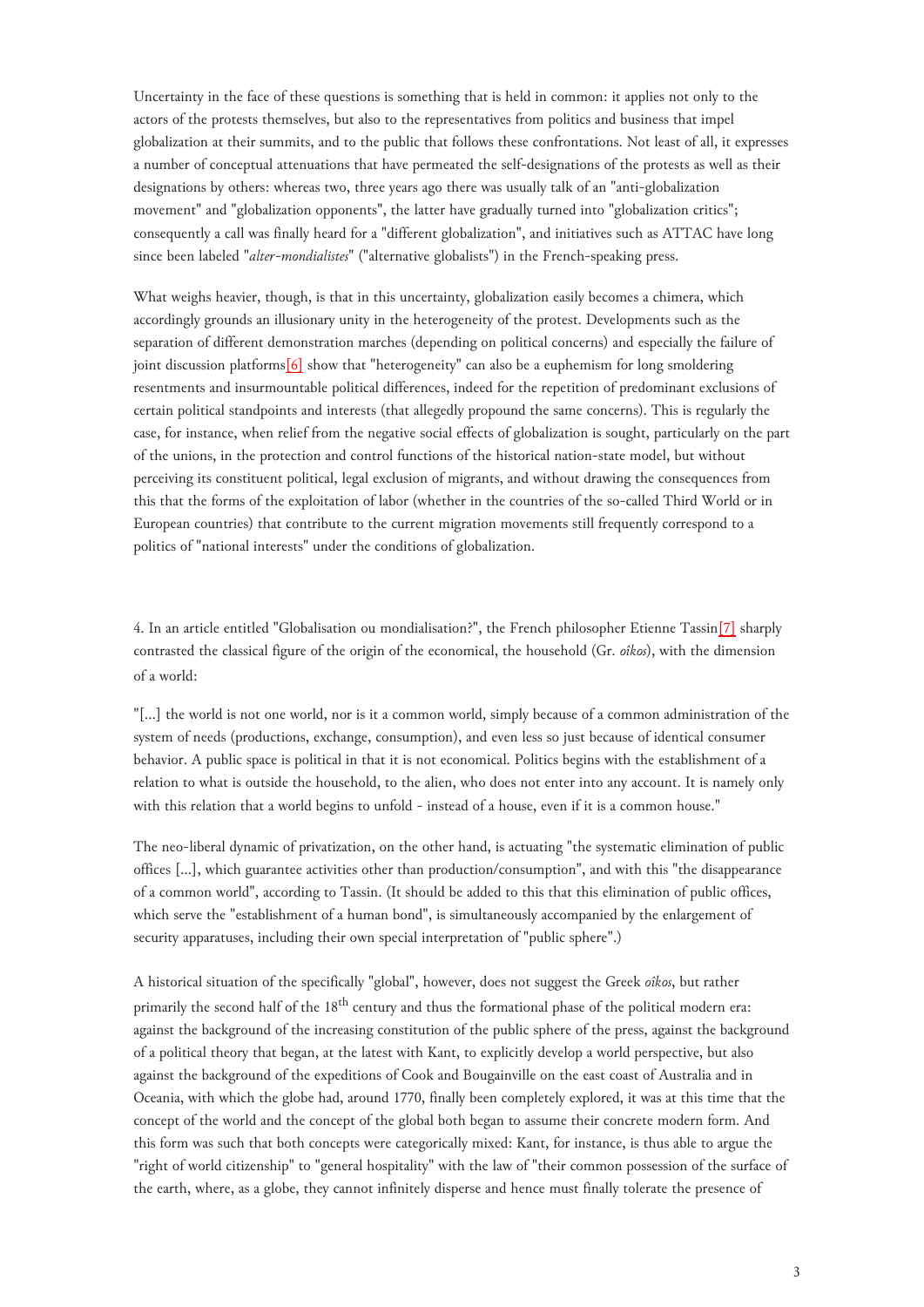Uncertainty in the face of these questions is something that is held in common: it applies not only to the actors of the protests themselves, but also to the representatives from politics and business that impel globalization at their summits, and to the public that follows these confrontations. Not least of all, it expresses a number of conceptual attenuations that have permeated the self-designations of the protests as well as their designations by others: whereas two, three years ago there was usually talk of an "anti-globalization movement" and "globalization opponents", the latter have gradually turned into "globalization critics"; consequently a call was finally heard for a "different globalization", and initiatives such as ATTAC have long since been labeled "*alter-mondialistes*" ("alternative globalists") in the French-speaking press.

What weighs heavier, though, is that in this uncertainty, globalization easily becomes a chimera, which accordingly grounds an illusionary unity in the heterogeneity of the protest. Developments such as the separation of different demonstration marches (depending on political concerns) and especially the failure of joint discussion platforms[6] show that "heterogeneity" can also be a euphemism for long smoldering resentments and insurmountable political differences, indeed for the repetition of predominant exclusions of certain political standpoints and interests (that allegedly propound the same concerns). This is regularly the case, for instance, when relief from the negative social effects of globalization is sought, particularly on the part of the unions, in the protection and control functions of the historical nation-state model, but without perceiving its constituent political, legal exclusion of migrants, and without drawing the consequences from this that the forms of the exploitation of labor (whether in the countries of the so-called Third World or in European countries) that contribute to the current migration movements still frequently correspond to a politics of "national interests" under the conditions of globalization.

4. In an article entitled "Globalisation ou mondialisation?", the French philosopher Etienne Tassin[7] sharply contrasted the classical figure of the origin of the economical, the household (Gr. *oîkos*), with the dimension of a world:

"[...] the world is not one world, nor is it a common world, simply because of a common administration of the system of needs (productions, exchange, consumption), and even less so just because of identical consumer behavior. A public space is political in that it is not economical. Politics begins with the establishment of a relation to what is outside the household, to the alien, who does not enter into any account. It is namely only with this relation that a world begins to unfold - instead of a house, even if it is a common house."

The neo-liberal dynamic of privatization, on the other hand, is actuating "the systematic elimination of public offices [...], which guarantee activities other than production/consumption", and with this "the disappearance of a common world", according to Tassin. (It should be added to this that this elimination of public offices, which serve the "establishment of a human bond", is simultaneously accompanied by the enlargement of security apparatuses, including their own special interpretation of "public sphere".)

A historical situation of the specifically "global", however, does not suggest the Greek *oîkos*, but rather primarily the second half of the 18th century and thus the formational phase of the political modern era: against the background of the increasing constitution of the public sphere of the press, against the background of a political theory that began, at the latest with Kant, to explicitly develop a world perspective, but also against the background of the expeditions of Cook and Bougainville on the east coast of Australia and in Oceania, with which the globe had, around 1770, finally been completely explored, it was at this time that the concept of the world and the concept of the global both began to assume their concrete modern form. And this form was such that both concepts were categorically mixed: Kant, for instance, is thus able to argue the "right of world citizenship" to "general hospitality" with the law of "their common possession of the surface of the earth, where, as a globe, they cannot infinitely disperse and hence must finally tolerate the presence of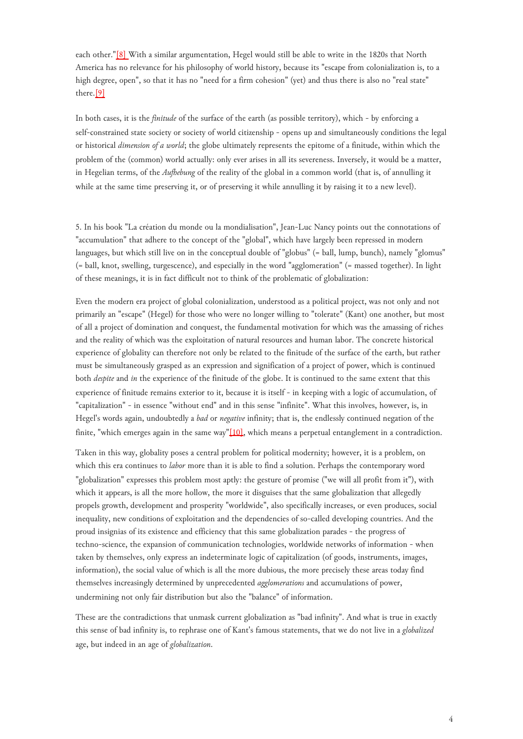each other."[8] With a similar argumentation, Hegel would still be able to write in the 1820s that North America has no relevance for his philosophy of world history, because its "escape from colonialization is, to a high degree, open", so that it has no "need for a firm cohesion" (yet) and thus there is also no "real state" there.[9]

In both cases, it is the *finitude* of the surface of the earth (as possible territory), which - by enforcing a self-constrained state society or society of world citizenship - opens up and simultaneously conditions the legal or historical *dimension of a world*; the globe ultimately represents the epitome of a finitude, within which the problem of the (common) world actually: only ever arises in all its severeness. Inversely, it would be a matter, in Hegelian terms, of the *Aufhebung* of the reality of the global in a common world (that is, of annulling it while at the same time preserving it, or of preserving it while annulling it by raising it to a new level).

5. In his book "La création du monde ou la mondialisation", Jean-Luc Nancy points out the connotations of "accumulation" that adhere to the concept of the "global", which have largely been repressed in modern languages, but which still live on in the conceptual double of "globus" (= ball, lump, bunch), namely "glomus" (= ball, knot, swelling, turgescence), and especially in the word "agglomeration" (= massed together). In light of these meanings, it is in fact difficult not to think of the problematic of globalization:

Even the modern era project of global colonialization, understood as a political project, was not only and not primarily an "escape" (Hegel) for those who were no longer willing to "tolerate" (Kant) one another, but most of all a project of domination and conquest, the fundamental motivation for which was the amassing of riches and the reality of which was the exploitation of natural resources and human labor. The concrete historical experience of globality can therefore not only be related to the finitude of the surface of the earth, but rather must be simultaneously grasped as an expression and signification of a project of power, which is continued both *despite* and *in* the experience of the finitude of the globe. It is continued to the same extent that this experience of finitude remains exterior to it, because it is itself - in keeping with a logic of accumulation, of "capitalization" - in essence "without end" and in this sense "infinite". What this involves, however, is, in Hegel's words again, undoubtedly a *bad* or *negative* infinity; that is, the endlessly continued negation of the finite, "which emerges again in the same way"[10], which means a perpetual entanglement in a contradiction.

Taken in this way, globality poses a central problem for political modernity; however, it is a problem, on which this era continues to *labor* more than it is able to find a solution. Perhaps the contemporary word "globalization" expresses this problem most aptly: the gesture of promise ("we will all profit from it"), with which it appears, is all the more hollow, the more it disguises that the same globalization that allegedly propels growth, development and prosperity "worldwide", also specifically increases, or even produces, social inequality, new conditions of exploitation and the dependencies of so-called developing countries. And the proud insignias of its existence and efficiency that this same globalization parades - the progress of techno-science, the expansion of communication technologies, worldwide networks of information - when taken by themselves, only express an indeterminate logic of capitalization (of goods, instruments, images, information), the social value of which is all the more dubious, the more precisely these areas today find themselves increasingly determined by unprecedented *agglomerations* and accumulations of power, undermining not only fair distribution but also the "balance" of information.

These are the contradictions that unmask current globalization as "bad infinity". And what is true in exactly this sense of bad infinity is, to rephrase one of Kant's famous statements, that we do not live in a *globalized* age, but indeed in an age of *globalization*.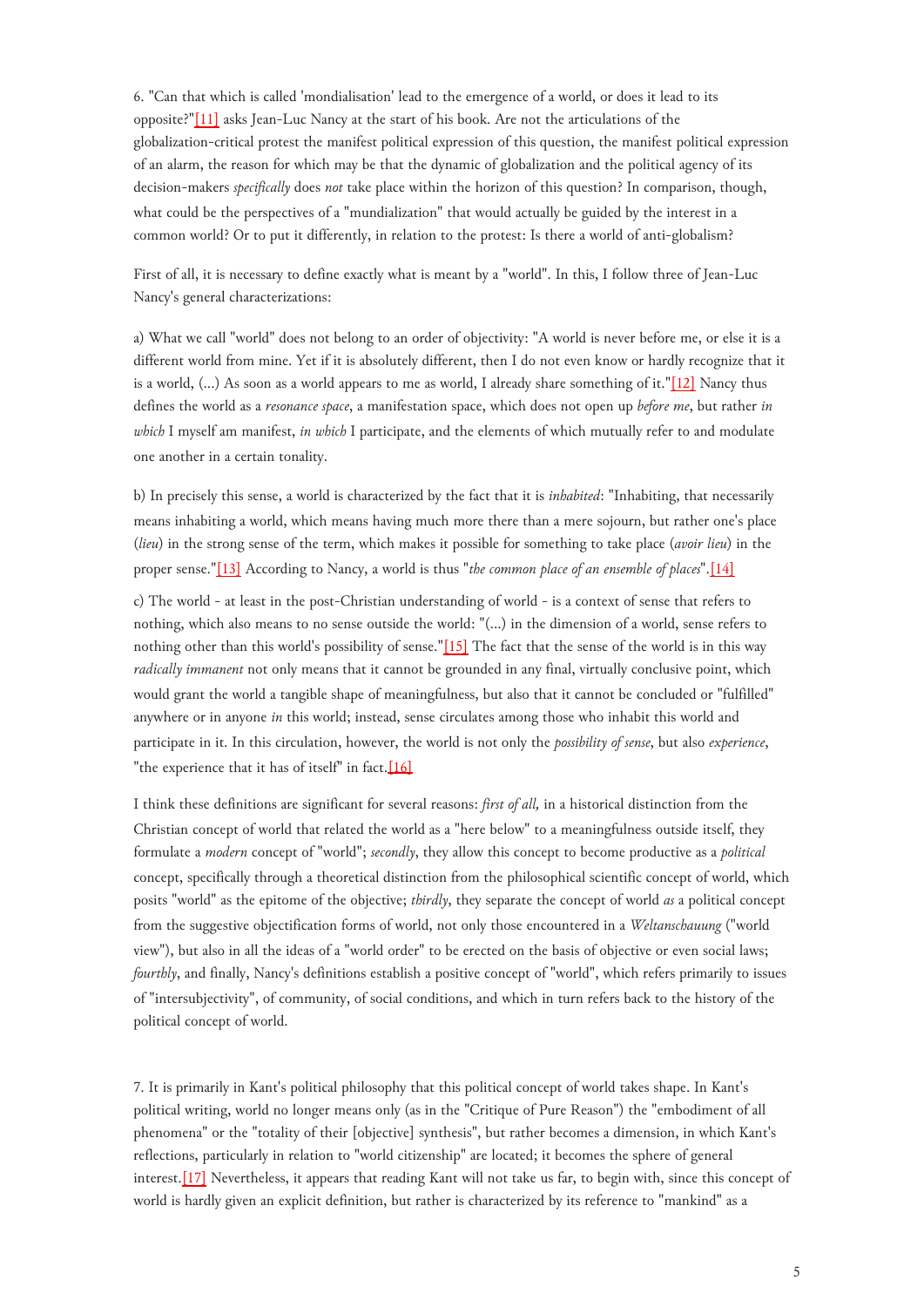6. "Can that which is called 'mondialisation' lead to the emergence of a world, or does it lead to its opposite?"[11] asks Jean-Luc Nancy at the start of his book. Are not the articulations of the globalization-critical protest the manifest political expression of this question, the manifest political expression of an alarm, the reason for which may be that the dynamic of globalization and the political agency of its decision-makers *specifically* does *not* take place within the horizon of this question? In comparison, though, what could be the perspectives of a "mundialization" that would actually be guided by the interest in a common world? Or to put it differently, in relation to the protest: Is there a world of anti-globalism?

First of all, it is necessary to define exactly what is meant by a "world". In this, I follow three of Jean-Luc Nancy's general characterizations:

a) What we call "world" does not belong to an order of objectivity: "A world is never before me, or else it is a different world from mine. Yet if it is absolutely different, then I do not even know or hardly recognize that it is a world, (...) As soon as a world appears to me as world, I already share something of it."[12] Nancy thus defines the world as a *resonance space*, a manifestation space, which does not open up *before me*, but rather *in which* I myself am manifest, *in which* I participate, and the elements of which mutually refer to and modulate one another in a certain tonality.

b) In precisely this sense, a world is characterized by the fact that it is *inhabited*: "Inhabiting, that necessarily means inhabiting a world, which means having much more there than a mere sojourn, but rather one's place (*lieu*) in the strong sense of the term, which makes it possible for something to take place (*avoir lieu*) in the proper sense."[13] According to Nancy, a world is thus "*the common place of an ensemble of places*".[14]

c) The world - at least in the post-Christian understanding of world - is a context of sense that refers to nothing, which also means to no sense outside the world: "(...) in the dimension of a world, sense refers to nothing other than this world's possibility of sense."[15] The fact that the sense of the world is in this way *radically immanent* not only means that it cannot be grounded in any final, virtually conclusive point, which would grant the world a tangible shape of meaningfulness, but also that it cannot be concluded or "fulfilled" anywhere or in anyone *in* this world; instead, sense circulates among those who inhabit this world and participate in it. In this circulation, however, the world is not only the *possibility of sense*, but also *experience*, "the experience that it has of itself" in fact.[16]

I think these definitions are significant for several reasons: *first of all,* in a historical distinction from the Christian concept of world that related the world as a "here below" to a meaningfulness outside itself, they formulate a *modern* concept of "world"; *secondly*, they allow this concept to become productive as a *political* concept, specifically through a theoretical distinction from the philosophical scientific concept of world, which posits "world" as the epitome of the objective; *thirdly*, they separate the concept of world *as* a political concept from the suggestive objectification forms of world, not only those encountered in a *Weltanschauung* ("world view"), but also in all the ideas of a "world order" to be erected on the basis of objective or even social laws; *fourthly*, and finally, Nancy's definitions establish a positive concept of "world", which refers primarily to issues of "intersubjectivity", of community, of social conditions, and which in turn refers back to the history of the political concept of world.

7. It is primarily in Kant's political philosophy that this political concept of world takes shape. In Kant's political writing, world no longer means only (as in the "Critique of Pure Reason") the "embodiment of all phenomena" or the "totality of their [objective] synthesis", but rather becomes a dimension, in which Kant's reflections, particularly in relation to "world citizenship" are located; it becomes the sphere of general interest.[17] Nevertheless, it appears that reading Kant will not take us far, to begin with, since this concept of world is hardly given an explicit definition, but rather is characterized by its reference to "mankind" as a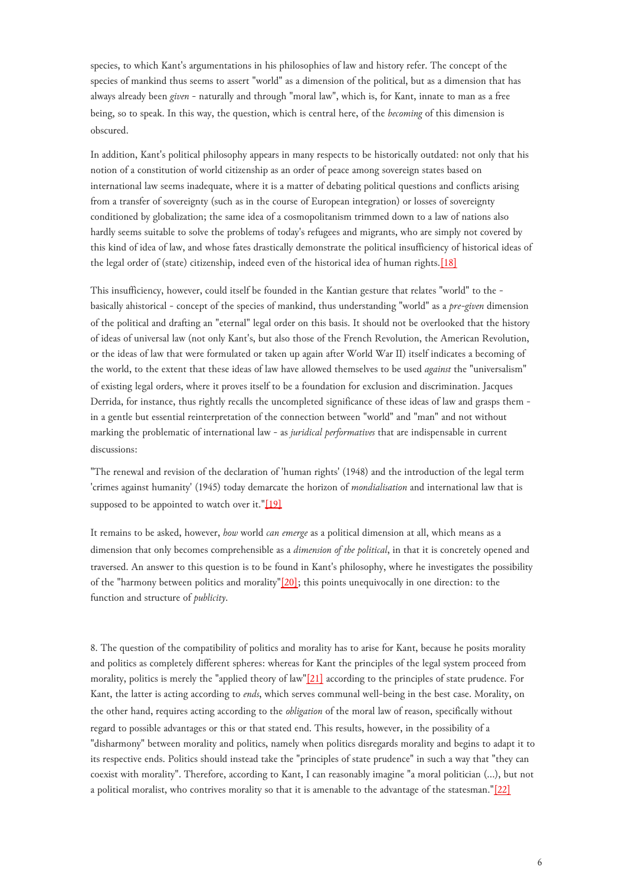species, to which Kant's argumentations in his philosophies of law and history refer. The concept of the species of mankind thus seems to assert "world" as a dimension of the political, but as a dimension that has always already been *given* - naturally and through "moral law", which is, for Kant, innate to man as a free being, so to speak. In this way, the question, which is central here, of the *becoming* of this dimension is obscured.

In addition, Kant's political philosophy appears in many respects to be historically outdated: not only that his notion of a constitution of world citizenship as an order of peace among sovereign states based on international law seems inadequate, where it is a matter of debating political questions and conflicts arising from a transfer of sovereignty (such as in the course of European integration) or losses of sovereignty conditioned by globalization; the same idea of a cosmopolitanism trimmed down to a law of nations also hardly seems suitable to solve the problems of today's refugees and migrants, who are simply not covered by this kind of idea of law, and whose fates drastically demonstrate the political insufficiency of historical ideas of the legal order of (state) citizenship, indeed even of the historical idea of human rights.[18]

This insufficiency, however, could itself be founded in the Kantian gesture that relates "world" to the - basically ahistorical - concept of the species of mankind, thus understanding "world" as a *pre-given* dimension of the political and drafting an "eternal" legal order on this basis. It should not be overlooked that the history of ideas of universal law (not only Kant's, but also those of the French Revolution, the American Revolution, or the ideas of law that were formulated or taken up again after World War II) itself indicates a becoming of the world, to the extent that these ideas of law have allowed themselves to be used *against* the "universalism" of existing legal orders, where it proves itself to be a foundation for exclusion and discrimination. Jacques Derrida, for instance, thus rightly recalls the uncompleted significance of these ideas of law and grasps them - in a gentle but essential reinterpretation of the connection between "world" and "man" and not without marking the problematic of international law - as *juridical performatives* that are indispensable in current discussions:

"The renewal and revision of the declaration of 'human rights' (1948) and the introduction of the legal term 'crimes against humanity' (1945) today demarcate the horizon of *mondialisation* and international law that is supposed to be appointed to watch over it."[19]

It remains to be asked, however, *how* world *can emerge* as a political dimension at all, which means as a dimension that only becomes comprehensible as a *dimension of the political*, in that it is concretely opened and traversed. An answer to this question is to be found in Kant's philosophy, where he investigates the possibility of the "harmony between politics and morality"[20]; this points unequivocally in one direction: to the function and structure of *publicity*.

8. The question of the compatibility of politics and morality has to arise for Kant, because he posits morality and politics as completely different spheres: whereas for Kant the principles of the legal system proceed from morality, politics is merely the "applied theory of law"[21] according to the principles of state prudence. For Kant, the latter is acting according to *ends*, which serves communal well-being in the best case. Morality, on the other hand, requires acting according to the *obligation* of the moral law of reason, specifically without regard to possible advantages or this or that stated end. This results, however, in the possibility of a "disharmony" between morality and politics, namely when politics disregards morality and begins to adapt it to its respective ends. Politics should instead take the "principles of state prudence" in such a way that "they can coexist with morality". Therefore, according to Kant, I can reasonably imagine "a moral politician (...), but not a political moralist, who contrives morality so that it is amenable to the advantage of the statesman."[22]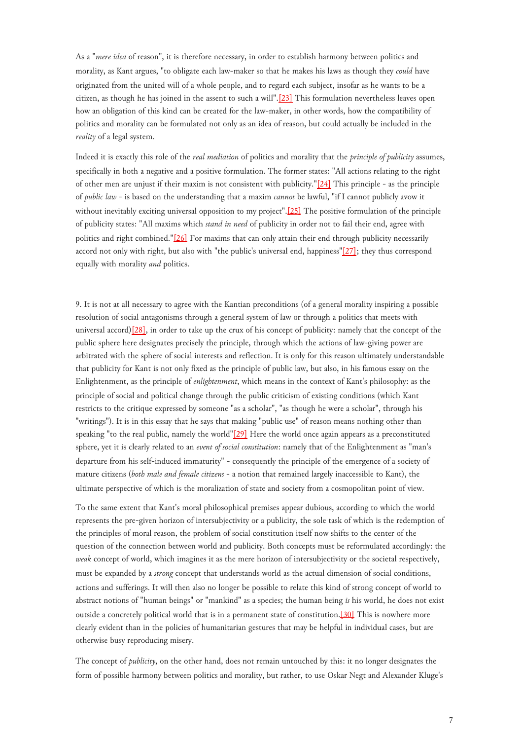As a "*mere idea* of reason", it is therefore necessary, in order to establish harmony between politics and morality, as Kant argues, "to obligate each law-maker so that he makes his laws as though they *could* have originated from the united will of a whole people, and to regard each subject, insofar as he wants to be a citizen, as though he has joined in the assent to such a will".[23] This formulation nevertheless leaves open how an obligation of this kind can be created for the law-maker, in other words, how the compatibility of politics and morality can be formulated not only as an idea of reason, but could actually be included in the *reality* of a legal system.

Indeed it is exactly this role of the *real mediation* of politics and morality that the *principle of publicity* assumes, specifically in both a negative and a positive formulation. The former states: "All actions relating to the right of other men are unjust if their maxim is not consistent with publicity."[24] This principle - as the principle of *public law* - is based on the understanding that a maxim *cannot* be lawful, "if I cannot publicly avow it without inevitably exciting universal opposition to my project".[25] The positive formulation of the principle of publicity states: "All maxims which *stand in need* of publicity in order not to fail their end, agree with politics and right combined."[26] For maxims that can only attain their end through publicity necessarily accord not only with right, but also with "the public's universal end, happiness"[27]; they thus correspond equally with morality *and* politics.

9. It is not at all necessary to agree with the Kantian preconditions (of a general morality inspiring a possible resolution of social antagonisms through a general system of law or through a politics that meets with universal accord)[28], in order to take up the crux of his concept of publicity: namely that the concept of the public sphere here designates precisely the principle, through which the actions of law-giving power are arbitrated with the sphere of social interests and reflection. It is only for this reason ultimately understandable that publicity for Kant is not only fixed as the principle of public law, but also, in his famous essay on the Enlightenment, as the principle of *enlightenment*, which means in the context of Kant's philosophy: as the principle of social and political change through the public criticism of existing conditions (which Kant restricts to the critique expressed by someone "as a scholar", "as though he were a scholar", through his "writings"). It is in this essay that he says that making "public use" of reason means nothing other than speaking "to the real public, namely the world"[29] Here the world once again appears as a preconstituted sphere, yet it is clearly related to an *event of social constitution*: namely that of the Enlightenment as "man's departure from his self-induced immaturity" - consequently the principle of the emergence of a society of mature citizens (*both male and female citizens* - a notion that remained largely inaccessible to Kant), the ultimate perspective of which is the moralization of state and society from a cosmopolitan point of view.

To the same extent that Kant's moral philosophical premises appear dubious, according to which the world represents the pre-given horizon of intersubjectivity or a publicity, the sole task of which is the redemption of the principles of moral reason, the problem of social constitution itself now shifts to the center of the question of the connection between world and publicity. Both concepts must be reformulated accordingly: the *weak* concept of world, which imagines it as the mere horizon of intersubjectivity or the societal respectively, must be expanded by a *strong* concept that understands world as the actual dimension of social conditions, actions and sufferings. It will then also no longer be possible to relate this kind of strong concept of world to abstract notions of "human beings" or "mankind" as a species; the human being *is* his world, he does not exist outside a concretely political world that is in a permanent state of constitution.[30] This is nowhere more clearly evident than in the policies of humanitarian gestures that may be helpful in individual cases, but are otherwise busy reproducing misery.

The concept of *publicity*, on the other hand, does not remain untouched by this: it no longer designates the form of possible harmony between politics and morality, but rather, to use Oskar Negt and Alexander Kluge's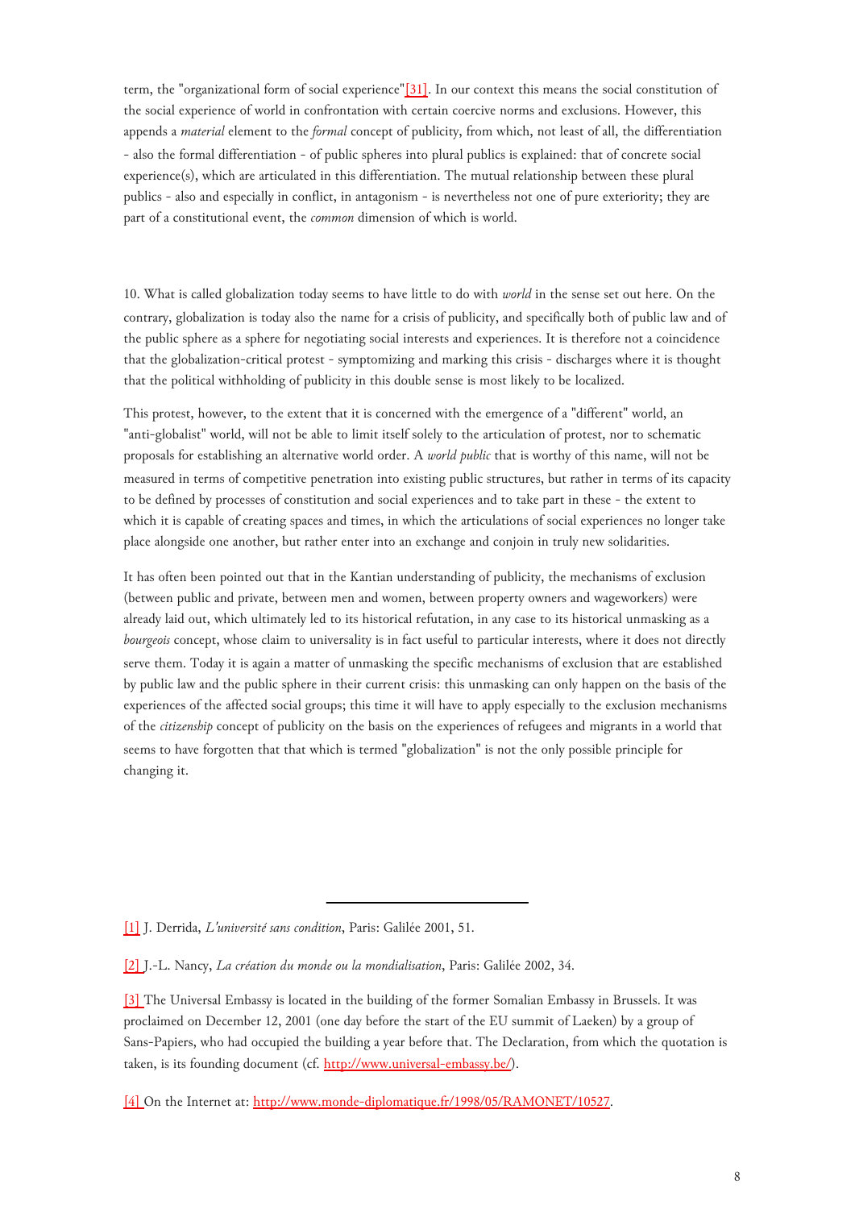term, the "organizational form of social experience"[31]. In our context this means the social constitution of the social experience of world in confrontation with certain coercive norms and exclusions. However, this appends a *material* element to the *formal* concept of publicity, from which, not least of all, the differentiation - also the formal differentiation - of public spheres into plural publics is explained: that of concrete social experience(s), which are articulated in this differentiation. The mutual relationship between these plural publics - also and especially in conflict, in antagonism - is nevertheless not one of pure exteriority; they are part of a constitutional event, the *common* dimension of which is world.

10. What is called globalization today seems to have little to do with *world* in the sense set out here. On the contrary, globalization is today also the name for a crisis of publicity, and specifically both of public law and of the public sphere as a sphere for negotiating social interests and experiences. It is therefore not a coincidence that the globalization-critical protest - symptomizing and marking this crisis - discharges where it is thought that the political withholding of publicity in this double sense is most likely to be localized.

This protest, however, to the extent that it is concerned with the emergence of a "different" world, an "anti-globalist" world, will not be able to limit itself solely to the articulation of protest, nor to schematic proposals for establishing an alternative world order. A *world public* that is worthy of this name, will not be measured in terms of competitive penetration into existing public structures, but rather in terms of its capacity to be defined by processes of constitution and social experiences and to take part in these - the extent to which it is capable of creating spaces and times, in which the articulations of social experiences no longer take place alongside one another, but rather enter into an exchange and conjoin in truly new solidarities.

It has often been pointed out that in the Kantian understanding of publicity, the mechanisms of exclusion (between public and private, between men and women, between property owners and wageworkers) were already laid out, which ultimately led to its historical refutation, in any case to its historical unmasking as a *bourgeois* concept, whose claim to universality is in fact useful to particular interests, where it does not directly serve them. Today it is again a matter of unmasking the specific mechanisms of exclusion that are established by public law and the public sphere in their current crisis: this unmasking can only happen on the basis of the experiences of the affected social groups; this time it will have to apply especially to the exclusion mechanisms of the *citizenship* concept of publicity on the basis on the experiences of refugees and migrants in a world that seems to have forgotten that that which is termed "globalization" is not the only possible principle for changing it.

---

[1] J. Derrida, *L'université sans condition*, Paris: Galilée 2001, 51.

[2] J.-L. Nancy, *La création du monde ou la mondialisation*, Paris: Galilée 2002, 34.

[3] The Universal Embassy is located in the building of the former Somalian Embassy in Brussels. It was proclaimed on December 12, 2001 (one day before the start of the EU summit of Laeken) by a group of Sans-Papiers, who had occupied the building a year before that. The Declaration, from which the quotation is taken, is its founding document (cf. http://www.universal-embassy.be/).

[4] On the Internet at: http://www.monde-diplomatique.fr/1998/05/RAMONET/10527.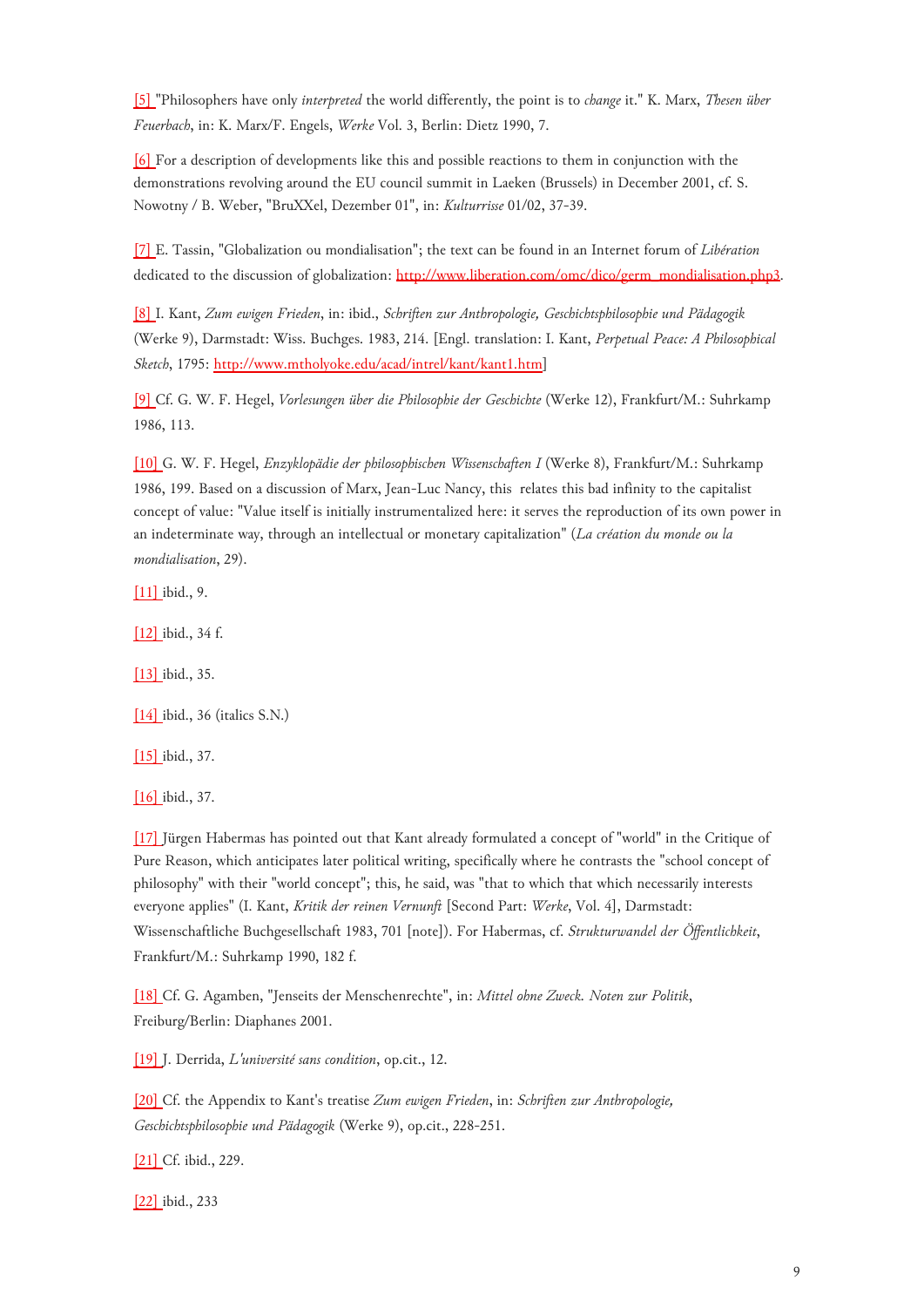[5] "Philosophers have only *interpreted* the world differently, the point is to *change* it." K. Marx, *Thesen über Feuerbach*, in: K. Marx/F. Engels, *Werke* Vol. 3, Berlin: Dietz 1990, 7.

[6] For a description of developments like this and possible reactions to them in conjunction with the demonstrations revolving around the EU council summit in Laeken (Brussels) in December 2001, cf. S. Nowotny / B. Weber, "BruXXel, Dezember 01", in: *Kulturrisse* 01/02, 37-39.

[7] E. Tassin, "Globalization ou mondialisation"; the text can be found in an Internet forum of *Libération* dedicated to the discussion of globalization: http://www.liberation.com/omc/dico/germ_mondialisation.php3.

[8] I. Kant, *Zum ewigen Frieden*, in: ibid., *Schriften zur Anthropologie, Geschichtsphilosophie und Pädagogik* (Werke 9), Darmstadt: Wiss. Buchges. 1983, 214. [Engl. translation: I. Kant, *Perpetual Peace: A Philosophical Sketch*, 1795: http://www.mtholyoke.edu/acad/intrel/kant/kant1.htm]

[9] Cf. G. W. F. Hegel, *Vorlesungen über die Philosophie der Geschichte* (Werke 12), Frankfurt/M.: Suhrkamp 1986, 113.

[10] G. W. F. Hegel, *Enzyklopädie der philosophischen Wissenschaften I* (Werke 8), Frankfurt/M.: Suhrkamp 1986, 199. Based on a discussion of Marx, Jean-Luc Nancy, this relates this bad infinity to the capitalist concept of value: "Value itself is initially instrumentalized here: it serves the reproduction of its own power in an indeterminate way, through an intellectual or monetary capitalization" (*La création du monde ou la mondialisation*, 29).

[11] ibid., 9.

[12] ibid., 34 f.

[13] ibid., 35.

[14] ibid., 36 (italics S.N.)

[15] ibid., 37.

[16] ibid., 37.

[17] Jürgen Habermas has pointed out that Kant already formulated a concept of "world" in the Critique of Pure Reason, which anticipates later political writing, specifically where he contrasts the "school concept of philosophy" with their "world concept"; this, he said, was "that to which that which necessarily interests everyone applies" (I. Kant, *Kritik der reinen Vernunft* [Second Part: *Werke*, Vol. 4], Darmstadt: Wissenschaftliche Buchgesellschaft 1983, 701 [note]). For Habermas, cf. *Strukturwandel der Öffentlichkeit*, Frankfurt/M.: Suhrkamp 1990, 182 f.

[18] Cf. G. Agamben, "Jenseits der Menschenrechte", in: *Mittel ohne Zweck. Noten zur Politik*, Freiburg/Berlin: Diaphanes 2001.

[19] J. Derrida, *L'université sans condition*, op.cit., 12.

[20] Cf. the Appendix to Kant's treatise *Zum ewigen Frieden*, in: *Schriften zur Anthropologie, Geschichtsphilosophie und Pädagogik* (Werke 9), op.cit., 228-251.

[21] Cf. ibid., 229.

[22] ibid., 233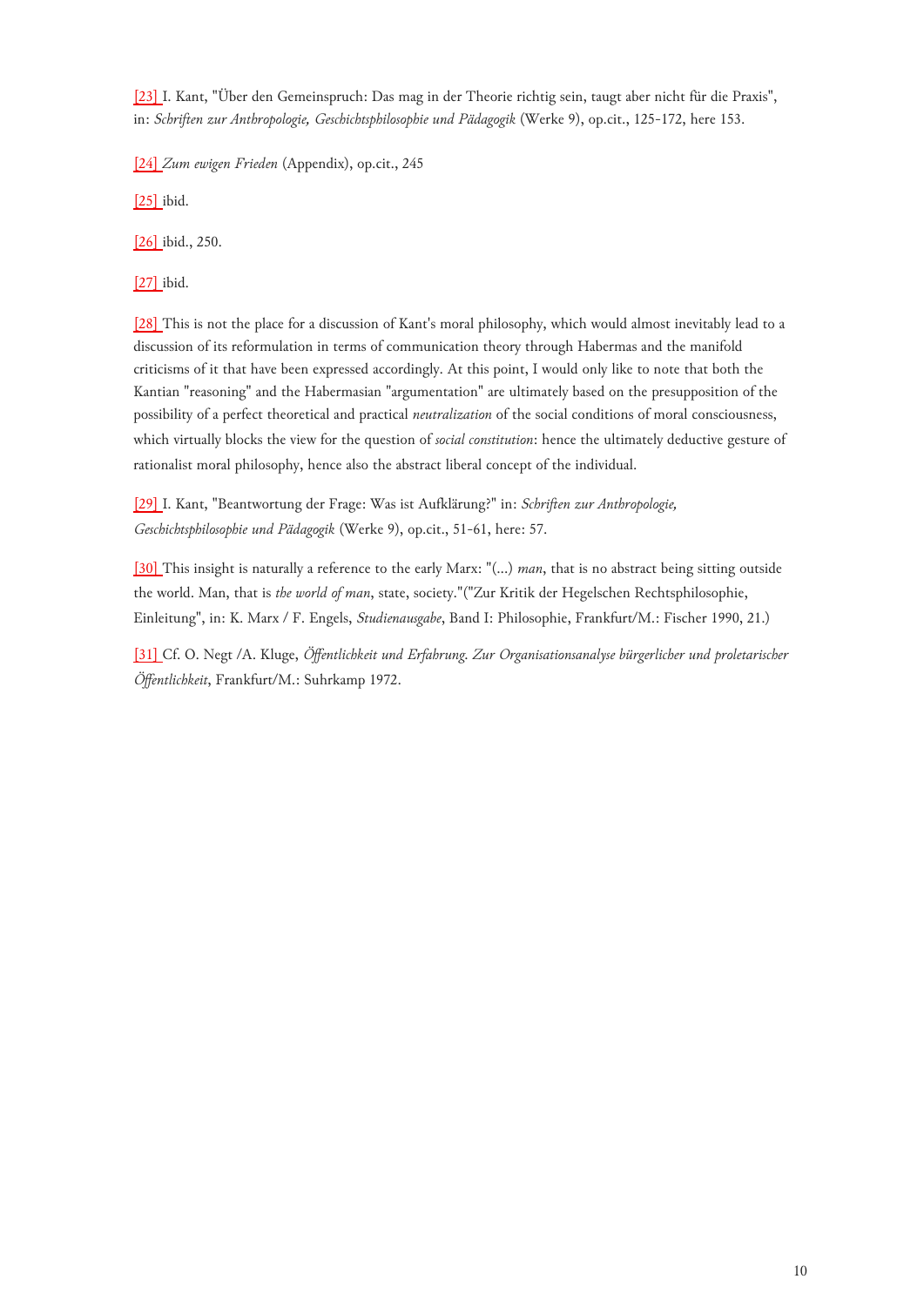[23] I. Kant, "Über den Gemeinspruch: Das mag in der Theorie richtig sein, taugt aber nicht für die Praxis", in: *Schriften zur Anthropologie, Geschichtsphilosophie und Pädagogik* (Werke 9), op.cit., 125-172, here 153.

[24] *Zum ewigen Frieden* (Appendix), op.cit., 245

[25] ibid.

[26] ibid., 250.

[27] ibid.

[28] This is not the place for a discussion of Kant's moral philosophy, which would almost inevitably lead to a discussion of its reformulation in terms of communication theory through Habermas and the manifold criticisms of it that have been expressed accordingly. At this point, I would only like to note that both the Kantian "reasoning" and the Habermasian "argumentation" are ultimately based on the presupposition of the possibility of a perfect theoretical and practical *neutralization* of the social conditions of moral consciousness, which virtually blocks the view for the question of *social constitution*: hence the ultimately deductive gesture of rationalist moral philosophy, hence also the abstract liberal concept of the individual.

[29] I. Kant, "Beantwortung der Frage: Was ist Aufklärung?" in: *Schriften zur Anthropologie, Geschichtsphilosophie und Pädagogik* (Werke 9), op.cit., 51-61, here: 57.

[30] This insight is naturally a reference to the early Marx: "(...) *man*, that is no abstract being sitting outside the world. Man, that is *the world of man*, state, society."("Zur Kritik der Hegelschen Rechtsphilosophie, Einleitung", in: K. Marx / F. Engels, *Studienausgabe*, Band I: Philosophie, Frankfurt/M.: Fischer 1990, 21.)

[31] Cf. O. Negt /A. Kluge, *Öffentlichkeit und Erfahrung. Zur Organisationsanalyse bürgerlicher und proletarischer Öffentlichkeit*, Frankfurt/M.: Suhrkamp 1972.